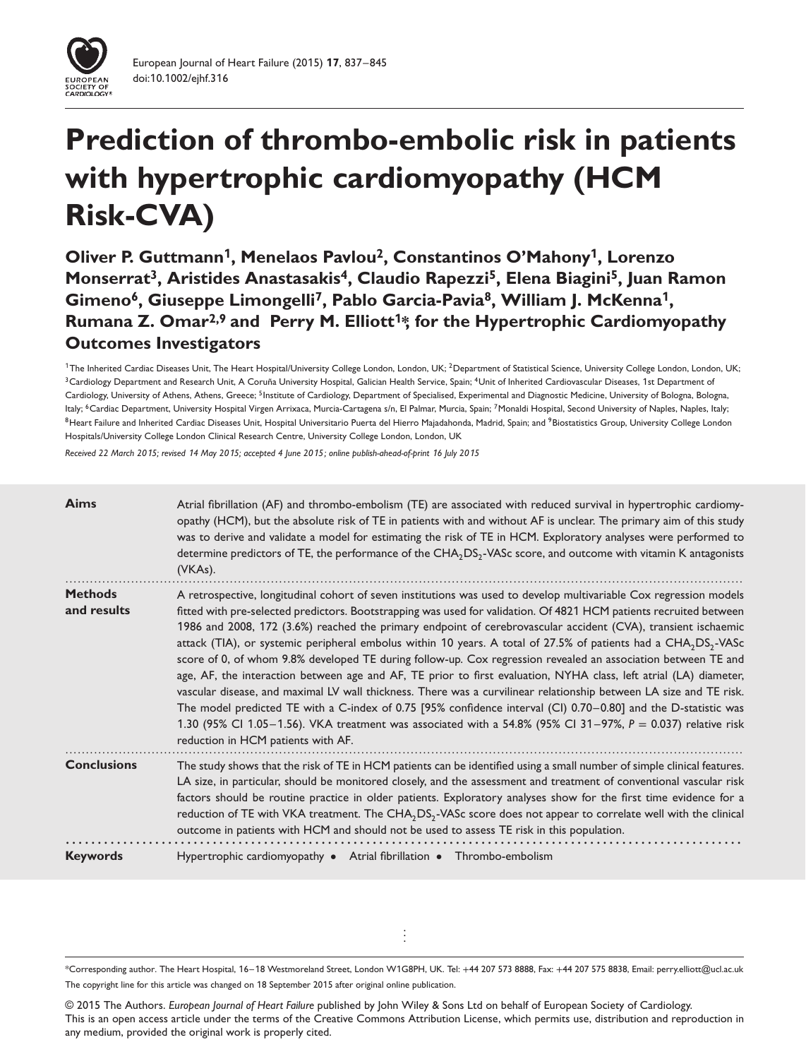# Prediction of thrombo-embolic risk in patients with hypertrophic cardiomyopathy (HCM Risk-CVA)

**Oliver P. Guttmann[1], Menelaos Pavlou[2], Constantinos O'Mahony[1], Lorenzo Monserrat[3], Aristides Anastasakis[4], Claudio Rapezzi[5], Elena Biagini[5], Juan Ramon Gimeno[6], Giuseppe Limongelli[7], Pablo Garcia-Pavia[8], William J. McKenna[1], Rumana Z. Omar[2,9] and Perry M. Elliott[1]*, for the Hypertrophic Cardiomyopathy Outcomes Investigators**

[1]The Inherited Cardiac Diseases Unit, The Heart Hospital/University College London, London, UK; [2]Department of Statistical Science, University College London, London, UK; [3]Cardiology Department and Research Unit, A Coruña University Hospital, Galician Health Service, Spain; [4]Unit of Inherited Cardiovascular Diseases, 1st Department of Cardiology, University of Athens, Athens, Greece; [5]Institute of Cardiology, Department of Specialised, Experimental and Diagnostic Medicine, University of Bologna, Bologna, Italy; [6]Cardiac Department, University Hospital Virgen Arrixaca, Murcia-Cartagena s/n, El Palmar, Murcia, Spain; [7]Monaldi Hospital, Second University of Naples, Naples, Italy; [8]Heart Failure and Inherited Cardiac Diseases Unit, Hospital Universitario Puerta del Hierro Majadahonda, Madrid, Spain; and [9]Biostatistics Group, University College London Hospitals/University College London Clinical Research Centre, University College London, London, UK

*Received 22 March 2015; revised 14 May 2015; accepted 4 June 2015; online publish-ahead-of-print 16 July 2015*

**Aims**

Atrial fibrillation (AF) and thrombo-embolism (TE) are associated with reduced survival in hypertrophic cardiomyopathy (HCM), but the absolute risk of TE in patients with and without AF is unclear. The primary aim of this study was to derive and validate a model for estimating the risk of TE in HCM. Exploratory analyses were performed to determine predictors of TE, the performance of the $CHA_2DS_2$-VASc score, and outcome with vitamin K antagonists (VKAs).

**Methods and results**

A retrospective, longitudinal cohort of seven institutions was used to develop multivariable Cox regression models fitted with pre-selected predictors. Bootstrapping was used for validation. Of 4821 HCM patients recruited between 1986 and 2008, 172 (3.6%) reached the primary endpoint of cerebrovascular accident (CVA), transient ischaemic attack (TIA), or systemic peripheral embolus within 10 years. A total of 27.5% of patients had a $CHA_2DS_2$-VASc score of 0, of whom 9.8% developed TE during follow-up. Cox regression revealed an association between TE and age, AF, the interaction between age and AF, TE prior to first evaluation, NYHA class, left atrial (LA) diameter, vascular disease, and maximal LV wall thickness. There was a curvilinear relationship between LA size and TE risk. The model predicted TE with a C-index of 0.75 [95% confidence interval (CI) 0.70–0.80] and the D-statistic was 1.30 (95% CI 1.05–1.56). VKA treatment was associated with a 54.8% (95% CI 31–97%, $P = 0.037$) relative risk reduction in HCM patients with AF.

**Conclusions**

The study shows that the risk of TE in HCM patients can be identified using a small number of simple clinical features. LA size, in particular, should be monitored closely, and the assessment and treatment of conventional vascular risk factors should be routine practice in older patients. Exploratory analyses show for the first time evidence for a reduction of TE with VKA treatment. The $CHA_2DS_2$-VASc score does not appear to correlate well with the clinical outcome in patients with HCM and should not be used to assess TE risk in this population.

**Keywords**

Hypertrophic cardiomyopathy • Atrial fibrillation • Thrombo-embolism

*Corresponding author. The Heart Hospital, 16–18 Westmoreland Street, London W1G8PH, UK. Tel: +44 207 573 8888, Fax: +44 207 575 8838, Email: perry.elliott@ucl.ac.uk

The copyright line for this article was changed on 18 September 2015 after original online publication.

© 2015 The Authors. *European Journal of Heart Failure* published by John Wiley & Sons Ltd on behalf of European Society of Cardiology. This is an open access article under the terms of the Creative Commons Attribution License, which permits use, distribution and reproduction in any medium, provided the original work is properly cited.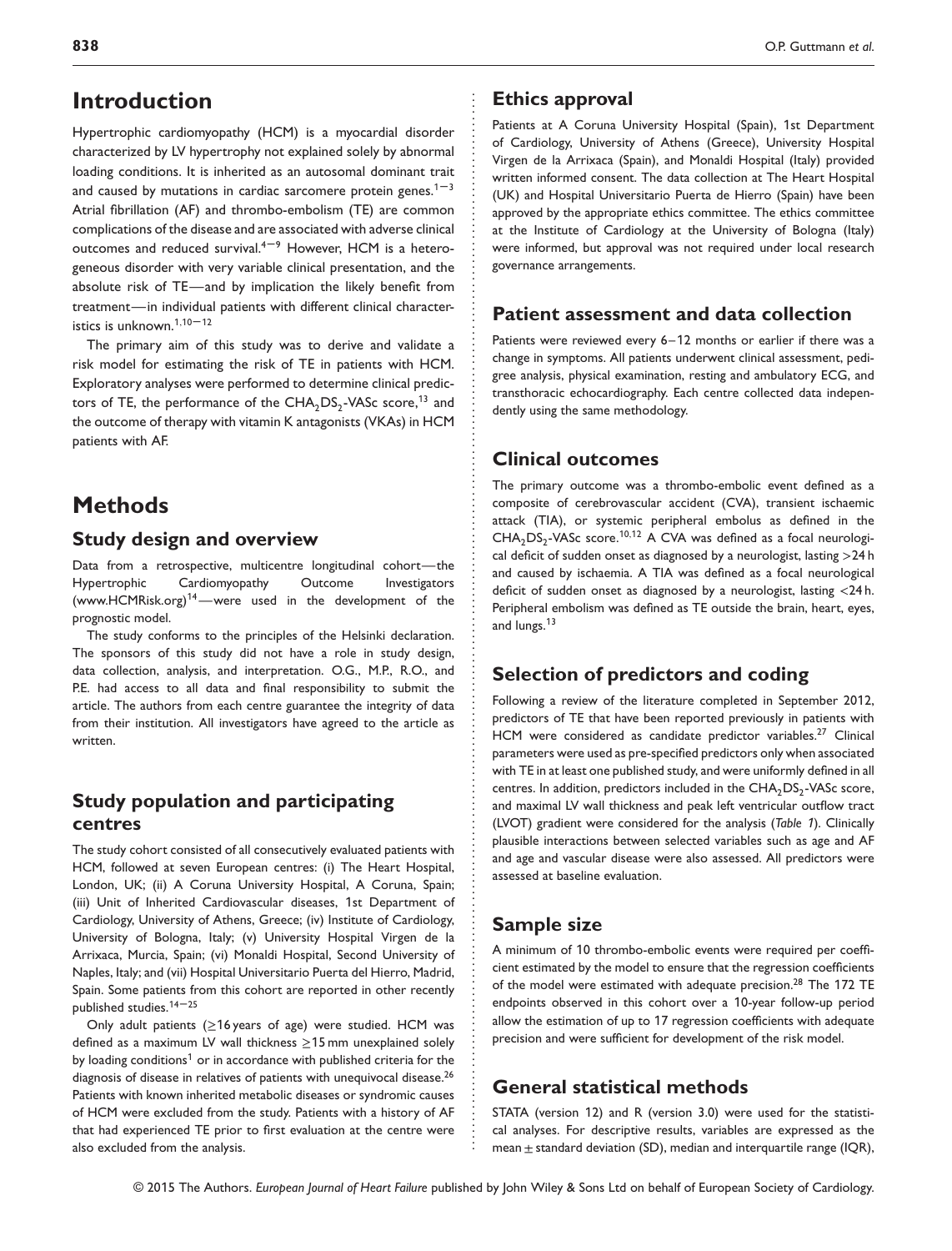# Introduction

Hypertrophic cardiomyopathy (HCM) is a myocardial disorder characterized by LV hypertrophy not explained solely by abnormal loading conditions. It is inherited as an autosomal dominant trait and caused by mutations in cardiac sarcomere protein genes.[1–3] Atrial fibrillation (AF) and thrombo-embolism (TE) are common complications of the disease and are associated with adverse clinical outcomes and reduced survival.[4–9] However, HCM is a heterogeneous disorder with very variable clinical presentation, and the absolute risk of TE—and by implication the likely benefit from treatment—in individual patients with different clinical characteristics is unknown.[1,10–12]

The primary aim of this study was to derive and validate a risk model for estimating the risk of TE in patients with HCM. Exploratory analyses were performed to determine clinical predictors of TE, the performance of the $CHA_2DS_2$-VASc score,[13] and the outcome of therapy with vitamin K antagonists (VKAs) in HCM patients with AF.

# Methods

## Study design and overview

Data from a retrospective, multicentre longitudinal cohort—the Hypertrophic Cardiomyopathy Outcome Investigators (www.HCMRisk.org)[14]—were used in the development of the prognostic model.

The study conforms to the principles of the Helsinki declaration. The sponsors of this study did not have a role in study design, data collection, analysis, and interpretation. O.G., M.P., R.O., and P.E. had access to all data and final responsibility to submit the article. The authors from each centre guarantee the integrity of data from their institution. All investigators have agreed to the article as written.

## Study population and participating centres

The study cohort consisted of all consecutively evaluated patients with HCM, followed at seven European centres: (i) The Heart Hospital, London, UK; (ii) A Coruna University Hospital, A Coruna, Spain; (iii) Unit of Inherited Cardiovascular diseases, 1st Department of Cardiology, University of Athens, Greece; (iv) Institute of Cardiology, University of Bologna, Italy; (v) University Hospital Virgen de la Arrixaca, Murcia, Spain; (vi) Monaldi Hospital, Second University of Naples, Italy; and (vii) Hospital Universitario Puerta del Hierro, Madrid, Spain. Some patients from this cohort are reported in other recently published studies.[14–25]

Only adult patients (≥16 years of age) were studied. HCM was defined as a maximum LV wall thickness ≥15 mm unexplained solely by loading conditions[1] or in accordance with published criteria for the diagnosis of disease in relatives of patients with unequivocal disease.[26] Patients with known inherited metabolic diseases or syndromic causes of HCM were excluded from the study. Patients with a history of AF that had experienced TE prior to first evaluation at the centre were also excluded from the analysis.

## Ethics approval

Patients at A Coruna University Hospital (Spain), 1st Department of Cardiology, University of Athens (Greece), University Hospital Virgen de la Arrixaca (Spain), and Monaldi Hospital (Italy) provided written informed consent. The data collection at The Heart Hospital (UK) and Hospital Universitario Puerta de Hierro (Spain) have been approved by the appropriate ethics committee. The ethics committee at the Institute of Cardiology at the University of Bologna (Italy) were informed, but approval was not required under local research governance arrangements.

## Patient assessment and data collection

Patients were reviewed every 6–12 months or earlier if there was a change in symptoms. All patients underwent clinical assessment, pedigree analysis, physical examination, resting and ambulatory ECG, and transthoracic echocardiography. Each centre collected data independently using the same methodology.

## Clinical outcomes

The primary outcome was a thrombo-embolic event defined as a composite of cerebrovascular accident (CVA), transient ischaemic attack (TIA), or systemic peripheral embolus as defined in the $CHA_2DS_2$-VASc score.[10,12] A CVA was defined as a focal neurological deficit of sudden onset as diagnosed by a neurologist, lasting >24 h and caused by ischaemia. A TIA was defined as a focal neurological deficit of sudden onset as diagnosed by a neurologist, lasting <24 h. Peripheral embolism was defined as TE outside the brain, heart, eyes, and lungs.[13]

## Selection of predictors and coding

Following a review of the literature completed in September 2012, predictors of TE that have been reported previously in patients with HCM were considered as candidate predictor variables.[27] Clinical parameters were used as pre-specified predictors only when associated with TE in at least one published study, and were uniformly defined in all centres. In addition, predictors included in the $CHA_2DS_2$-VASc score, and maximal LV wall thickness and peak left ventricular outflow tract (LVOT) gradient were considered for the analysis (*Table 1*). Clinically plausible interactions between selected variables such as age and AF and age and vascular disease were also assessed. All predictors were assessed at baseline evaluation.

## Sample size

A minimum of 10 thrombo-embolic events were required per coefficient estimated by the model to ensure that the regression coefficients of the model were estimated with adequate precision.[28] The 172 TE endpoints observed in this cohort over a 10-year follow-up period allow the estimation of up to 17 regression coefficients with adequate precision and were sufficient for development of the risk model.

## General statistical methods

STATA (version 12) and R (version 3.0) were used for the statistical analyses. For descriptive results, variables are expressed as the mean ± standard deviation (SD), median and interquartile range (IQR),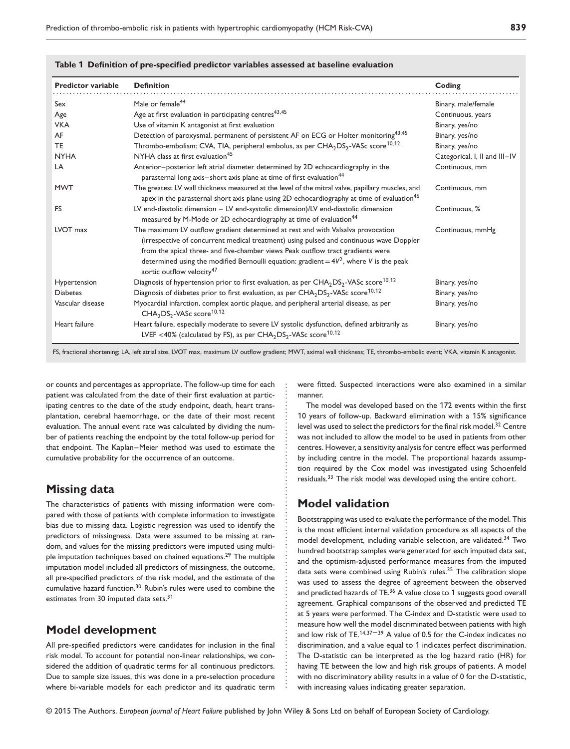**Table 1 Definition of pre-specified predictor variables assessed at baseline evaluation**

| Predictor variable | Definition | Coding |
|---|---|---|
| Sex | Male or female[44] | Binary, male/female |
| Age | Age at first evaluation in participating centres[43,45] | Continuous, years |
| VKA | Use of vitamin K antagonist at first evaluation | Binary, yes/no |
| AF | Detection of paroxysmal, permanent of persistent AF on ECG or Holter monitoring[43,45] | Binary, yes/no |
| TE | Thrombo-embolism: CVA, TIA, peripheral embolus, as per $CHA_2DS_2$-VASc score[10,12] | Binary, yes/no |
| NYHA | NYHA class at first evaluation[45] | Categorical, I, II and III–IV |
| LA | Anterior–posterior left atrial diameter determined by 2D echocardiography in the parasternal long axis–short axis plane at time of first evaluation[44] | Continuous, mm |
| MWT | The greatest LV wall thickness measured at the level of the mitral valve, papillary muscles, and apex in the parasternal short axis plane using 2D echocardiography at time of evaluation[46] | Continuous, mm |
| FS | LV end-diastolic dimension − LV end-systolic dimension)/LV end-diastolic dimension measured by M-Mode or 2D echocardiography at time of evaluation[44] | Continuous, % |
| LVOT max | The maximum LV outflow gradient determined at rest and with Valsalva provocation (irrespective of concurrent medical treatment) using pulsed and continuous wave Doppler from the apical three- and five-chamber views Peak outflow tract gradients were determined using the modified Bernoulli equation: gradient $= 4V^2$, where $V$ is the peak aortic outflow velocity[47] | Continuous, mmHg |
| Hypertension | Diagnosis of hypertension prior to first evaluation, as per $CHA_2DS_2$-VASc score[10,12] | Binary, yes/no |
| Diabetes | Diagnosis of diabetes prior to first evaluation, as per $CHA_2DS_2$-VASc score[10,12] | Binary, yes/no |
| Vascular disease | Myocardial infarction, complex aortic plaque, and peripheral arterial disease, as per $CHA_2DS_2$-VASc score[10,12] | Binary, yes/no |
| Heart failure | Heart failure, especially moderate to severe LV systolic dysfunction, defined arbitrarily as LVEF <40% (calculated by FS), as per $CHA_2DS_2$-VASc score[10,12] | Binary, yes/no |

FS, fractional shortening; LA, left atrial size, LVOT max, maximum LV outflow gradient; MWT, aximal wall thickness; TE, thrombo-embolic event; VKA, vitamin K antagonist.

or counts and percentages as appropriate. The follow-up time for each patient was calculated from the date of their first evaluation at participating centres to the date of the study endpoint, death, heart transplantation, cerebral haemorrhage, or the date of their most recent evaluation. The annual event rate was calculated by dividing the number of patients reaching the endpoint by the total follow-up period for that endpoint. The Kaplan–Meier method was used to estimate the cumulative probability for the occurrence of an outcome.

## Missing data

The characteristics of patients with missing information were compared with those of patients with complete information to investigate bias due to missing data. Logistic regression was used to identify the predictors of missingness. Data were assumed to be missing at random, and values for the missing predictors were imputed using multiple imputation techniques based on chained equations.[29] The multiple imputation model included all predictors of missingness, the outcome, all pre-specified predictors of the risk model, and the estimate of the cumulative hazard function.[30] Rubin's rules were used to combine the estimates from 30 imputed data sets.[31]

## Model development

All pre-specified predictors were candidates for inclusion in the final risk model. To account for potential non-linear relationships, we considered the addition of quadratic terms for all continuous predictors. Due to sample size issues, this was done in a pre-selection procedure where bi-variable models for each predictor and its quadratic term were fitted. Suspected interactions were also examined in a similar manner.

The model was developed based on the 172 events within the first 10 years of follow-up. Backward elimination with a 15% significance level was used to select the predictors for the final risk model.[32] Centre was not included to allow the model to be used in patients from other centres. However, a sensitivity analysis for centre effect was performed by including centre in the model. The proportional hazards assumption required by the Cox model was investigated using Schoenfeld residuals.[33] The risk model was developed using the entire cohort.

## Model validation

Bootstrapping was used to evaluate the performance of the model. This is the most efficient internal validation procedure as all aspects of the model development, including variable selection, are validated.[34] Two hundred bootstrap samples were generated for each imputed data set, and the optimism-adjusted performance measures from the imputed data sets were combined using Rubin's rules.[35] The calibration slope was used to assess the degree of agreement between the observed and predicted hazards of TE.[36] A value close to 1 suggests good overall agreement. Graphical comparisons of the observed and predicted TE at 5 years were performed. The C-index and D-statistic were used to measure how well the model discriminated between patients with high and low risk of TE.[14,37–39] A value of 0.5 for the C-index indicates no discrimination, and a value equal to 1 indicates perfect discrimination. The D-statistic can be interpreted as the log hazard ratio (HR) for having TE between the low and high risk groups of patients. A model with no discriminatory ability results in a value of 0 for the D-statistic, with increasing values indicating greater separation.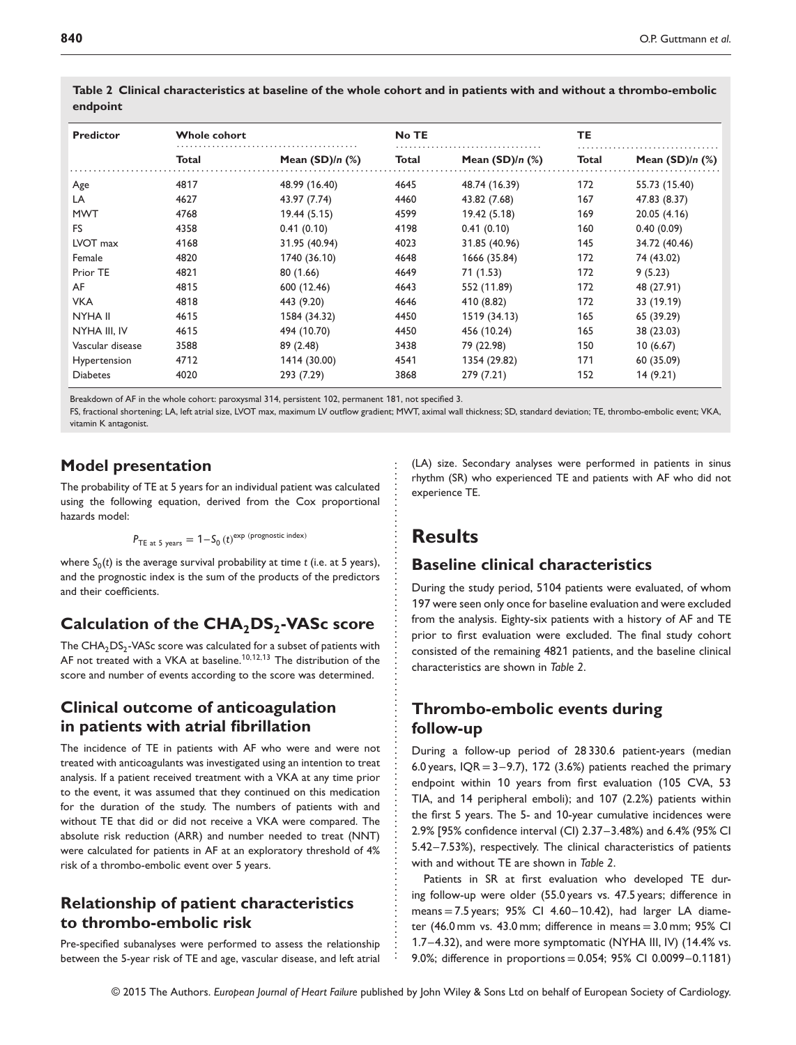**Table 2 Clinical characteristics at baseline of the whole cohort and in patients with and without a thrombo-embolic endpoint**

| Predictor | Whole cohort | | No TE | | TE | |
|---|---|---|---|---|---|---|
| | Total | Mean (SD)/*n* (%) | Total | Mean (SD)/*n* (%) | Total | Mean (SD)/*n* (%) |
| Age | 4817 | 48.99 (16.40) | 4645 | 48.74 (16.39) | 172 | 55.73 (15.40) |
| LA | 4627 | 43.97 (7.74) | 4460 | 43.82 (7.68) | 167 | 47.83 (8.37) |
| MWT | 4768 | 19.44 (5.15) | 4599 | 19.42 (5.18) | 169 | 20.05 (4.16) |
| FS | 4358 | 0.41 (0.10) | 4198 | 0.41 (0.10) | 160 | 0.40 (0.09) |
| LVOT max | 4168 | 31.95 (40.94) | 4023 | 31.85 (40.96) | 145 | 34.72 (40.46) |
| Female | 4820 | 1740 (36.10) | 4648 | 1666 (35.84) | 172 | 74 (43.02) |
| Prior TE | 4821 | 80 (1.66) | 4649 | 71 (1.53) | 172 | 9 (5.23) |
| AF | 4815 | 600 (12.46) | 4643 | 552 (11.89) | 172 | 48 (27.91) |
| VKA | 4818 | 443 (9.20) | 4646 | 410 (8.82) | 172 | 33 (19.19) |
| NYHA II | 4615 | 1584 (34.32) | 4450 | 1519 (34.13) | 165 | 65 (39.29) |
| NYHA III, IV | 4615 | 494 (10.70) | 4450 | 456 (10.24) | 165 | 38 (23.03) |
| Vascular disease | 3588 | 89 (2.48) | 3438 | 79 (22.98) | 150 | 10 (6.67) |
| Hypertension | 4712 | 1414 (30.00) | 4541 | 1354 (29.82) | 171 | 60 (35.09) |
| Diabetes | 4020 | 293 (7.29) | 3868 | 279 (7.21) | 152 | 14 (9.21) |

Breakdown of AF in the whole cohort: paroxysmal 314, persistent 102, permanent 181, not specified 3.

FS, fractional shortening; LA, left atrial size, LVOT max, maximum LV outflow gradient; MWT, aximal wall thickness; SD, standard deviation; TE, thrombo-embolic event; VKA, vitamin K antagonist.

## Model presentation

The probability of TE at 5 years for an individual patient was calculated using the following equation, derived from the Cox proportional hazards model:

$$P_{\text{TE at 5 years}} = 1 - S_0\,(t)^{\exp\,(\text{prognostic index})}$$

where $S_0(t)$ is the average survival probability at time $t$ (i.e. at 5 years), and the prognostic index is the sum of the products of the predictors and their coefficients.

## Calculation of the $CHA_2DS_2$-VASc score

The $CHA_2DS_2$-VASc score was calculated for a subset of patients with AF not treated with a VKA at baseline.[10,12,13] The distribution of the score and number of events according to the score was determined.

## Clinical outcome of anticoagulation in patients with atrial fibrillation

The incidence of TE in patients with AF who were and were not treated with anticoagulants was investigated using an intention to treat analysis. If a patient received treatment with a VKA at any time prior to the event, it was assumed that they continued on this medication for the duration of the study. The numbers of patients with and without TE that did or did not receive a VKA were compared. The absolute risk reduction (ARR) and number needed to treat (NNT) were calculated for patients in AF at an exploratory threshold of 4% risk of a thrombo-embolic event over 5 years.

## Relationship of patient characteristics to thrombo-embolic risk

Pre-specified subanalyses were performed to assess the relationship between the 5-year risk of TE and age, vascular disease, and left atrial (LA) size. Secondary analyses were performed in patients in sinus rhythm (SR) who experienced TE and patients with AF who did not experience TE.

# Results

## Baseline clinical characteristics

During the study period, 5104 patients were evaluated, of whom 197 were seen only once for baseline evaluation and were excluded from the analysis. Eighty-six patients with a history of AF and TE prior to first evaluation were excluded. The final study cohort consisted of the remaining 4821 patients, and the baseline clinical characteristics are shown in *Table 2*.

## Thrombo-embolic events during follow-up

During a follow-up period of 28 330.6 patient-years (median 6.0 years, IQR = 3–9.7), 172 (3.6%) patients reached the primary endpoint within 10 years from first evaluation (105 CVA, 53 TIA, and 14 peripheral emboli); and 107 (2.2%) patients within the first 5 years. The 5- and 10-year cumulative incidences were 2.9% [95% confidence interval (CI) 2.37–3.48%) and 6.4% (95% CI 5.42–7.53%), respectively. The clinical characteristics of patients with and without TE are shown in *Table 2*.

Patients in SR at first evaluation who developed TE during follow-up were older (55.0 years vs. 47.5 years; difference in means = 7.5 years; 95% CI 4.60–10.42), had larger LA diameter (46.0 mm vs. 43.0 mm; difference in means = 3.0 mm; 95% CI 1.7–4.32), and were more symptomatic (NYHA III, IV) (14.4% vs. 9.0%; difference in proportions = 0.054; 95% CI 0.0099–0.1181)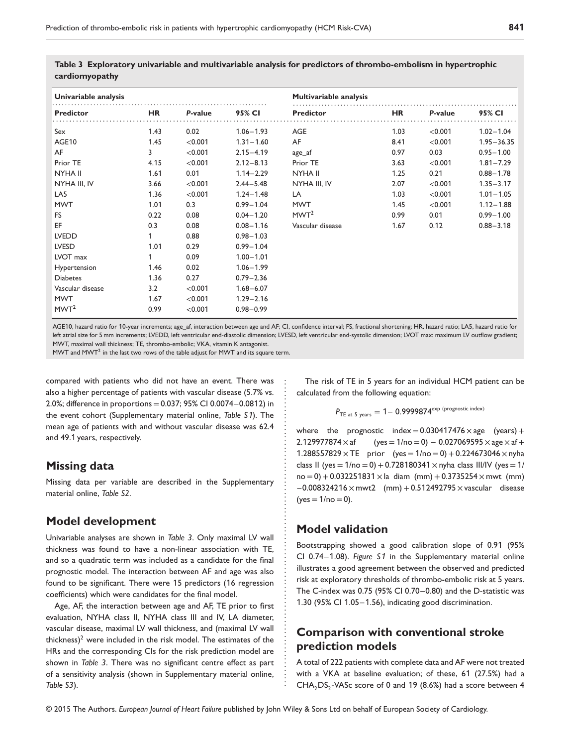**Table 3 Exploratory univariable and multivariable analysis for predictors of thrombo-embolism in hypertrophic cardiomyopathy**

| Univariable analysis | | | | Multivariable analysis | | | |
|---|---|---|---|---|---|---|---|
| Predictor | HR | *P*-value | 95% CI | Predictor | HR | *P*-value | 95% CI |
| Sex | 1.43 | 0.02 | 1.06–1.93 | AGE | 1.03 | <0.001 | 1.02–1.04 |
| AGE10 | 1.45 | <0.001 | 1.31–1.60 | AF | 8.41 | <0.001 | 1.95–36.35 |
| AF | 3 | <0.001 | 2.15–4.19 | age_af | 0.97 | 0.03 | 0.95–1.00 |
| Prior TE | 4.15 | <0.001 | 2.12–8.13 | Prior TE | 3.63 | <0.001 | 1.81–7.29 |
| NYHA II | 1.61 | 0.01 | 1.14–2.29 | NYHA II | 1.25 | 0.21 | 0.88–1.78 |
| NYHA III, IV | 3.66 | <0.001 | 2.44–5.48 | NYHA III, IV | 2.07 | <0.001 | 1.35–3.17 |
| LA5 | 1.36 | <0.001 | 1.24–1.48 | LA | 1.03 | <0.001 | 1.01–1.05 |
| MWT | 1.01 | 0.3 | 0.99–1.04 | MWT | 1.45 | <0.001 | 1.12–1.88 |
| FS | 0.22 | 0.08 | 0.04–1.20 | $MWT^2$ | 0.99 | 0.01 | 0.99–1.00 |
| EF | 0.3 | 0.08 | 0.08–1.16 | Vascular disease | 1.67 | 0.12 | 0.88–3.18 |
| LVEDD | 1 | 0.88 | 0.98–1.03 | | | | |
| LVESD | 1.01 | 0.29 | 0.99–1.04 | | | | |
| LVOT max | 1 | 0.09 | 1.00–1.01 | | | | |
| Hypertension | 1.46 | 0.02 | 1.06–1.99 | | | | |
| Diabetes | 1.36 | 0.27 | 0.79–2.36 | | | | |
| Vascular disease | 3.2 | <0.001 | 1.68–6.07 | | | | |
| MWT | 1.67 | <0.001 | 1.29–2.16 | | | | |
| $MWT^2$ | 0.99 | <0.001 | 0.98–0.99 | | | | |

AGE10, hazard ratio for 10-year increments; age_af, interaction between age and AF; CI, confidence interval; FS, fractional shortening; HR, hazard ratio; LA5, hazard ratio for left atrial size for 5 mm increments; LVEDD, left ventricular end-diastolic dimension; LVESD, left ventricular end-systolic dimension; LVOT max: maximum LV outflow gradient; MWT, maximal wall thickness; TE, thrombo-embolic; VKA, vitamin K antagonist.
MWT and $MWT^2$ in the last two rows of the table adjust for MWT and its square term.

compared with patients who did not have an event. There was also a higher percentage of patients with vascular disease (5.7% vs. 2.0%; difference in proportions = 0.037; 95% CI 0.0074–0.0812) in the event cohort (Supplementary material online, *Table S1*). The mean age of patients with and without vascular disease was 62.4 and 49.1 years, respectively.

## Missing data

Missing data per variable are described in the Supplementary material online, *Table S2*.

## Model development

Univariable analyses are shown in *Table 3*. Only maximal LV wall thickness was found to have a non-linear association with TE, and so a quadratic term was included as a candidate for the final prognostic model. The interaction between AF and age was also found to be significant. There were 15 predictors (16 regression coefficients) which were candidates for the final model.

Age, AF, the interaction between age and AF, TE prior to first evaluation, NYHA class II, NYHA class III and IV, LA diameter, vascular disease, maximal LV wall thickness, and (maximal LV wall thickness)$^2$ were included in the risk model. The estimates of the HRs and the corresponding CIs for the risk prediction model are shown in *Table 3*. There was no significant centre effect as part of a sensitivity analysis (shown in Supplementary material online, *Table S3*).

The risk of TE in 5 years for an individual HCM patient can be calculated from the following equation:

$$P_{\text{TE at 5 years}} = 1 - 0.9999874^{\exp\text{ (prognostic index)}}$$

where the prognostic index = 0.030417476 × age (years) + 2.129977874 × af (yes = 1/no = 0) − 0.027069595 × age × af + 1.288557829 × TE prior (yes = 1/no = 0) + 0.224673046 × nyha class II (yes = 1/no = 0) + 0.728180341 × nyha class III/IV (yes = 1/no = 0) + 0.032251831 × la diam (mm) + 0.3735254 × mwt (mm) −0.008324216 × mwt2 (mm) + 0.512492795 × vascular disease (yes = 1/no = 0).

## Model validation

Bootstrapping showed a good calibration slope of 0.91 (95% CI 0.74–1.08). *Figure S1* in the Supplementary material online illustrates a good agreement between the observed and predicted risk at exploratory thresholds of thrombo-embolic risk at 5 years. The C-index was 0.75 (95% CI 0.70–0.80) and the D-statistic was 1.30 (95% CI 1.05–1.56), indicating good discrimination.

## Comparison with conventional stroke prediction models

A total of 222 patients with complete data and AF were not treated with a VKA at baseline evaluation; of these, 61 (27.5%) had a $CHA_2DS_2$-VASc score of 0 and 19 (8.6%) had a score between 4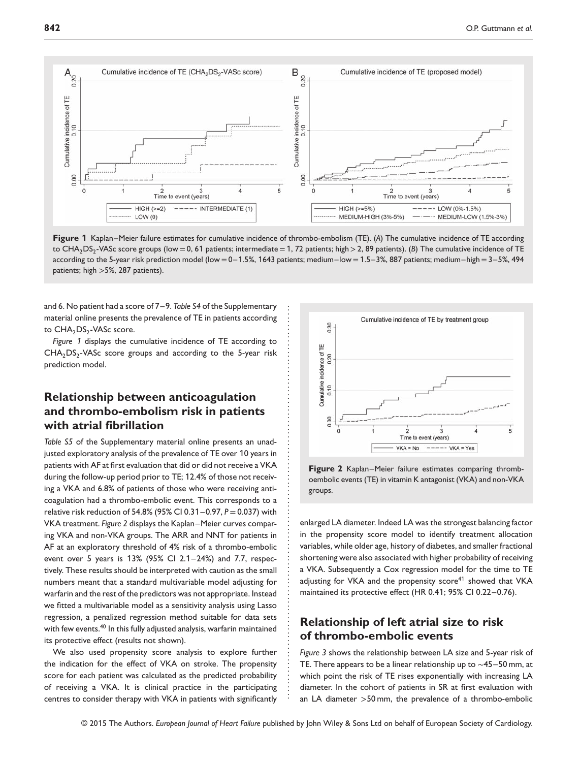**Figure 1** Kaplan–Meier failure estimates for cumulative incidence of thrombo-embolism (TE). (*A*) The cumulative incidence of TE according to $CHA_2DS_2$-VASc score groups (low = 0, 61 patients; intermediate = 1, 72 patients; high > 2, 89 patients). (*B*) The cumulative incidence of TE according to the 5-year risk prediction model (low = 0–1.5%, 1643 patients; medium–low = 1.5–3%, 887 patients; medium–high = 3–5%, 494 patients; high >5%, 287 patients).

and 6. No patient had a score of 7–9. *Table S4* of the Supplementary material online presents the prevalence of TE in patients according to $CHA_2DS_2$-VASc score.

*Figure 1* displays the cumulative incidence of TE according to $CHA_2DS_2$-VASc score groups and according to the 5-year risk prediction model.

## Relationship between anticoagulation and thrombo-embolism risk in patients with atrial fibrillation

*Table S5* of the Supplementary material online presents an unadjusted exploratory analysis of the prevalence of TE over 10 years in patients with AF at first evaluation that did or did not receive a VKA during the follow-up period prior to TE; 12.4% of those not receiving a VKA and 6.8% of patients of those who were receiving anticoagulation had a thrombo-embolic event. This corresponds to a relative risk reduction of 54.8% (95% CI 0.31–0.97, $P = 0.037$) with VKA treatment. *Figure 2* displays the Kaplan–Meier curves comparing VKA and non-VKA groups. The ARR and NNT for patients in AF at an exploratory threshold of 4% risk of a thrombo-embolic event over 5 years is 13% (95% CI 2.1–24%) and 7.7, respectively. These results should be interpreted with caution as the small numbers meant that a standard multivariable model adjusting for warfarin and the rest of the predictors was not appropriate. Instead we fitted a multivariable model as a sensitivity analysis using Lasso regression, a penalized regression method suitable for data sets with few events.[40] In this fully adjusted analysis, warfarin maintained its protective effect (results not shown).

We also used propensity score analysis to explore further the indication for the effect of VKA on stroke. The propensity score for each patient was calculated as the predicted probability of receiving a VKA. It is clinical practice in the participating centres to consider therapy with VKA in patients with significantly enlarged LA diameter. Indeed LA was the strongest balancing factor in the propensity score model to identify treatment allocation variables, while older age, history of diabetes, and smaller fractional shortening were also associated with higher probability of receiving a VKA. Subsequently a Cox regression model for the time to TE adjusting for VKA and the propensity score[41] showed that VKA maintained its protective effect (HR 0.41; 95% CI 0.22–0.76).

**Figure 2** Kaplan–Meier failure estimates comparing thromboembolic events (TE) in vitamin K antagonist (VKA) and non-VKA groups.

## Relationship of left atrial size to risk of thrombo-embolic events

*Figure 3* shows the relationship between LA size and 5-year risk of TE. There appears to be a linear relationship up to ~45–50 mm, at which point the risk of TE rises exponentially with increasing LA diameter. In the cohort of patients in SR at first evaluation with an LA diameter >50 mm, the prevalence of a thrombo-embolic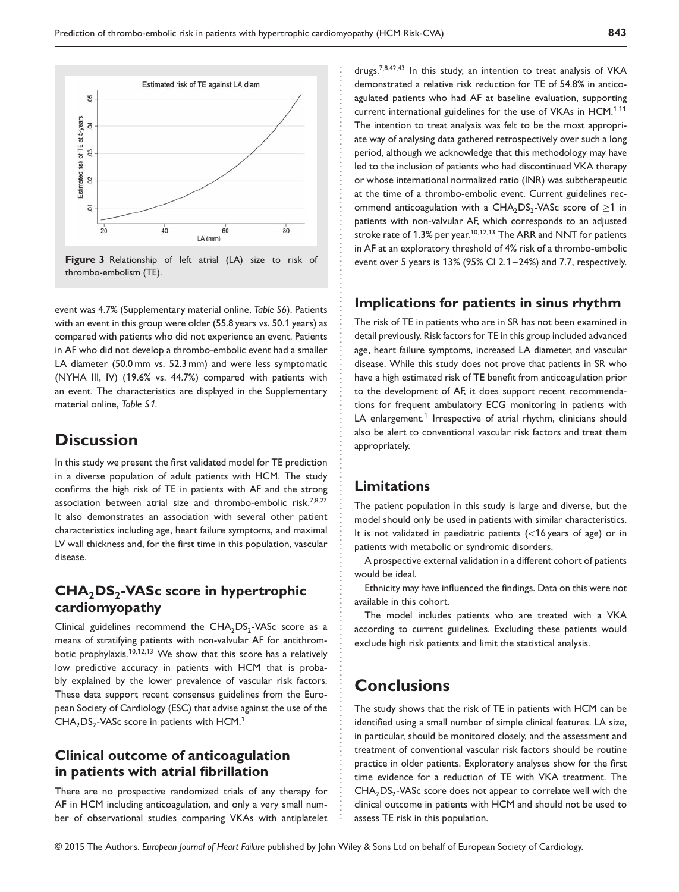Figure 3 Relationship of left atrial (LA) size to risk of thrombo-embolism (TE).

event was 4.7% (Supplementary material online, *Table S6*). Patients with an event in this group were older (55.8 years vs. 50.1 years) as compared with patients who did not experience an event. Patients in AF who did not develop a thrombo-embolic event had a smaller LA diameter (50.0 mm vs. 52.3 mm) and were less symptomatic (NYHA III, IV) (19.6% vs. 44.7%) compared with patients with an event. The characteristics are displayed in the Supplementary material online, *Table S1*.

# Discussion

In this study we present the first validated model for TE prediction in a diverse population of adult patients with HCM. The study confirms the high risk of TE in patients with AF and the strong association between atrial size and thrombo-embolic risk.[7,8,27] It also demonstrates an association with several other patient characteristics including age, heart failure symptoms, and maximal LV wall thickness and, for the first time in this population, vascular disease.

## $CHA_2DS_2$-VASc score in hypertrophic cardiomyopathy

Clinical guidelines recommend the $CHA_2DS_2$-VASc score as a means of stratifying patients with non-valvular AF for antithrombotic prophylaxis.[10,12,13] We show that this score has a relatively low predictive accuracy in patients with HCM that is probably explained by the lower prevalence of vascular risk factors. These data support recent consensus guidelines from the European Society of Cardiology (ESC) that advise against the use of the $CHA_2DS_2$-VASc score in patients with HCM.[1]

## Clinical outcome of anticoagulation in patients with atrial fibrillation

There are no prospective randomized trials of any therapy for AF in HCM including anticoagulation, and only a very small number of observational studies comparing VKAs with antiplatelet drugs.[7,8,42,43] In this study, an intention to treat analysis of VKA demonstrated a relative risk reduction for TE of 54.8% in anticoagulated patients who had AF at baseline evaluation, supporting current international guidelines for the use of VKAs in HCM.[1,11] The intention to treat analysis was felt to be the most appropriate way of analysing data gathered retrospectively over such a long period, although we acknowledge that this methodology may have led to the inclusion of patients who had discontinued VKA therapy or whose international normalized ratio (INR) was subtherapeutic at the time of a thrombo-embolic event. Current guidelines recommend anticoagulation with a $CHA_2DS_2$-VASc score of $\geq 1$ in patients with non-valvular AF, which corresponds to an adjusted stroke rate of 1.3% per year.[10,12,13] The ARR and NNT for patients in AF at an exploratory threshold of 4% risk of a thrombo-embolic event over 5 years is 13% (95% CI 2.1–24%) and 7.7, respectively.

## Implications for patients in sinus rhythm

The risk of TE in patients who are in SR has not been examined in detail previously. Risk factors for TE in this group included advanced age, heart failure symptoms, increased LA diameter, and vascular disease. While this study does not prove that patients in SR who have a high estimated risk of TE benefit from anticoagulation prior to the development of AF, it does support recent recommendations for frequent ambulatory ECG monitoring in patients with LA enlargement.[1] Irrespective of atrial rhythm, clinicians should also be alert to conventional vascular risk factors and treat them appropriately.

## Limitations

The patient population in this study is large and diverse, but the model should only be used in patients with similar characteristics. It is not validated in paediatric patients (<16 years of age) or in patients with metabolic or syndromic disorders.

A prospective external validation in a different cohort of patients would be ideal.

Ethnicity may have influenced the findings. Data on this were not available in this cohort.

The model includes patients who are treated with a VKA according to current guidelines. Excluding these patients would exclude high risk patients and limit the statistical analysis.

# Conclusions

The study shows that the risk of TE in patients with HCM can be identified using a small number of simple clinical features. LA size, in particular, should be monitored closely, and the assessment and treatment of conventional vascular risk factors should be routine practice in older patients. Exploratory analyses show for the first time evidence for a reduction of TE with VKA treatment. The $CHA_2DS_2$-VASc score does not appear to correlate well with the clinical outcome in patients with HCM and should not be used to assess TE risk in this population.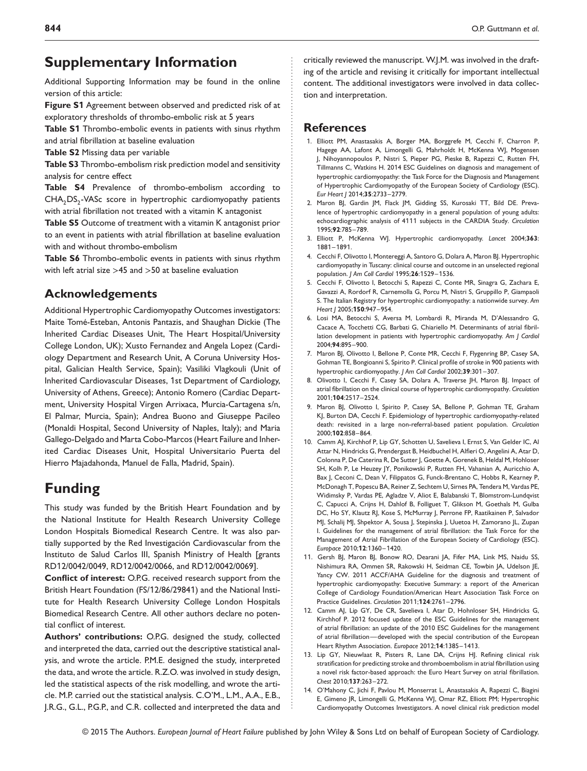## Supplementary Information

Additional Supporting Information may be found in the online version of this article:

**Figure S1** Agreement between observed and predicted risk of at exploratory thresholds of thrombo-embolic risk at 5 years

**Table S1** Thrombo-embolic events in patients with sinus rhythm and atrial fibrillation at baseline evaluation

**Table S2** Missing data per variable

**Table S3** Thrombo-embolism risk prediction model and sensitivity analysis for centre effect

**Table S4** Prevalence of thrombo-embolism according to $CHA_2DS_2$-VASc score in hypertrophic cardiomyopathy patients with atrial fibrillation not treated with a vitamin K antagonist

**Table S5** Outcome of treatment with a vitamin K antagonist prior to an event in patients with atrial fibrillation at baseline evaluation with and without thrombo-embolism

**Table S6** Thrombo-embolic events in patients with sinus rhythm with left atrial size >45 and >50 at baseline evaluation

## Acknowledgements

Additional Hypertrophic Cardiomyopathy Outcomes investigators: Maite Tomé-Esteban, Antonis Pantazis, and Shaughan Dickie (The Inherited Cardiac Diseases Unit, The Heart Hospital/University College London, UK); Xusto Fernandez and Angela Lopez (Cardiology Department and Research Unit, A Coruna University Hospital, Galician Health Service, Spain); Vasiliki Vlagkouli (Unit of Inherited Cardiovascular Diseases, 1st Department of Cardiology, University of Athens, Greece); Antonio Romero (Cardiac Department, University Hospital Virgen Arrixaca, Murcia-Cartagena s/n, El Palmar, Murcia, Spain); Andrea Buono and Giuseppe Pacileo (Monaldi Hospital, Second University of Naples, Italy); and Maria Gallego-Delgado and Marta Cobo-Marcos (Heart Failure and Inherited Cardiac Diseases Unit, Hospital Universitario Puerta del Hierro Majadahonda, Manuel de Falla, Madrid, Spain).

## Funding

This study was funded by the British Heart Foundation and by the National Institute for Health Research University College London Hospitals Biomedical Research Centre. It was also partially supported by the Red Investigación Cardiovascular from the Instituto de Salud Carlos III, Spanish Ministry of Health [grants RD12/0042/0049, RD12/0042/0066, and RD12/0042/0069].

**Conflict of interest:** O.P.G. received research support from the British Heart Foundation (FS/12/86/29841) and the National Institute for Health Research University College London Hospitals Biomedical Research Centre. All other authors declare no potential conflict of interest.

**Authors' contributions:** O.P.G. designed the study, collected and interpreted the data, carried out the descriptive statistical analysis, and wrote the article. P.M.E. designed the study, interpreted the data, and wrote the article. R.Z.O. was involved in study design, led the statistical aspects of the risk modelling, and wrote the article. M.P. carried out the statistical analysis. C.O'M., L.M., A.A., E.B., J.R.G., G.L., P.G.P., and C.R. collected and interpreted the data and critically reviewed the manuscript. W.J.M. was involved in the drafting of the article and revising it critically for important intellectual content. The additional investigators were involved in data collection and interpretation.

## References

1. Elliott PM, Anastasakis A, Borger MA, Borggrefe M, Cecchi F, Charron P, Hagege AA, Lafont A, Limongelli G, Mahrholdt H, McKenna WJ, Mogensen J, Nihoyannopoulos P, Nistri S, Pieper PG, Pieske B, Rapezzi C, Rutten FH, Tillmanns C, Watkins H. 2014 ESC Guidelines on diagnosis and management of hypertrophic cardiomyopathy: the Task Force for the Diagnosis and Management of Hypertrophic Cardiomyopathy of the European Society of Cardiology (ESC). *Eur Heart J* 2014;**35**:2733–2779.
2. Maron BJ, Gardin JM, Flack JM, Gidding SS, Kurosaki TT, Bild DE. Prevalence of hypertrophic cardiomyopathy in a general population of young adults: echocardiographic analysis of 4111 subjects in the CARDIA Study. *Circulation* 1995;**92**:785–789.
3. Elliott P, McKenna WJ. Hypertrophic cardiomyopathy. *Lancet* 2004;**363**: 1881–1891.
4. Cecchi F, Olivotto I, Montereggi A, Santoro G, Dolara A, Maron BJ. Hypertrophic cardiomyopathy in Tuscany: clinical course and outcome in an unselected regional population. *J Am Coll Cardiol* 1995;**26**:1529–1536.
5. Cecchi F, Olivotto I, Betocchi S, Rapezzi C, Conte MR, Sinagra G, Zachara E, Gavazzi A, Rordorf R, Carnemolla G, Porcu M, Nistri S, Gruppillo P, Giampaoli S. The Italian Registry for hypertrophic cardiomyopathy: a nationwide survey. *Am Heart J* 2005;**150**:947–954.
6. Losi MA, Betocchi S, Aversa M, Lombardi R, Miranda M, D'Alessandro G, Cacace A, Tocchetti CG, Barbati G, Chiariello M. Determinants of atrial fibrillation development in patients with hypertrophic cardiomyopathy. *Am J Cardiol* 2004;**94**:895–900.
7. Maron BJ, Olivotto I, Bellone P, Conte MR, Cecchi F, Flygenring BP, Casey SA, Gohman TE, Bongioanni S, Spirito P. Clinical profile of stroke in 900 patients with hypertrophic cardiomyopathy. *J Am Coll Cardiol* 2002;**39**:301–307.
8. Olivotto I, Cecchi F, Casey SA, Dolara A, Traverse JH, Maron BJ. Impact of atrial fibrillation on the clinical course of hypertrophic cardiomyopathy. *Circulation* 2001;**104**:2517–2524.
9. Maron BJ, Olivotto I, Spirito P, Casey SA, Bellone P, Gohman TE, Graham KJ, Burton DA, Cecchi F. Epidemiology of hypertrophic cardiomyopathy-related death: revisited in a large non-referral-based patient population. *Circulation* 2000;**102**:858–864.
10. Camm AJ, Kirchhof P, Lip GY, Schotten U, Savelieva I, Ernst S, Van Gelder IC, Al Attar N, Hindricks G, Prendergast B, Heidbuchel H, Alfieri O, Angelini A, Atar D, Colonna P, De Caterina R, De Sutter J, Goette A, Gorenek B, Heldal M, Hohloser SH, Kolh P, Le Heuzey JY, Ponikowski P, Rutten FH, Vahanian A, Auricchio A, Bax J, Ceconi C, Dean V, Filippatos G, Funck-Brentano C, Hobbs R, Kearney P, McDonagh T, Popescu BA, Reiner Z, Sechtem U, Sirnes PA, Tendera M, Vardas PE, Widimsky P, Vardas PE, Agladze V, Aliot E, Balabanski T, Blomstrom-Lundqvist C, Capucci A, Crijns H, Dahlof B, Folliguet T, Glikson M, Goethals M, Gulba DC, Ho SY, Klautz RJ, Kose S, McMurray J, Perrone FP, Raatikainen P, Salvador MJ, Schalij MJ, Shpektor A, Sousa J, Stepinska J, Uuetoa H, Zamorano JL, Zupan I. Guidelines for the management of atrial fibrillation: the Task Force for the Management of Atrial Fibrillation of the European Society of Cardiology (ESC). *Europace* 2010;**12**:1360–1420.
11. Gersh BJ, Maron BJ, Bonow RO, Dearani JA, Fifer MA, Link MS, Naidu SS, Nishimura RA, Ommen SR, Rakowski H, Seidman CE, Towbin JA, Udelson JE, Yancy CW. 2011 ACCF/AHA Guideline for the diagnosis and treatment of hypertrophic cardiomyopathy: Executive Summary: a report of the American College of Cardiology Foundation/American Heart Association Task Force on Practice Guidelines. *Circulation* 2011;**124**:2761–2796.
12. Camm AJ, Lip GY, De CR, Savelieva I, Atar D, Hohnloser SH, Hindricks G, Kirchhof P. 2012 focused update of the ESC Guidelines for the management of atrial fibrillation: an update of the 2010 ESC Guidelines for the management of atrial fibrillation—developed with the special contribution of the European Heart Rhythm Association. *Europace* 2012;**14**:1385–1413.
13. Lip GY, Nieuwlaat R, Pisters R, Lane DA, Crijns HJ. Refining clinical risk stratification for predicting stroke and thromboembolism in atrial fibrillation using a novel risk factor-based approach: the Euro Heart Survey on atrial fibrillation. *Chest* 2010;**137**:263–272.
14. O'Mahony C, Jichi F, Pavlou M, Monserrat L, Anastasakis A, Rapezzi C, Biagini E, Gimeno JR, Limongelli G, McKenna WJ, Omar RZ, Elliott PM; Hypertrophic Cardiomyopathy Outcomes Investigators. A novel clinical risk prediction model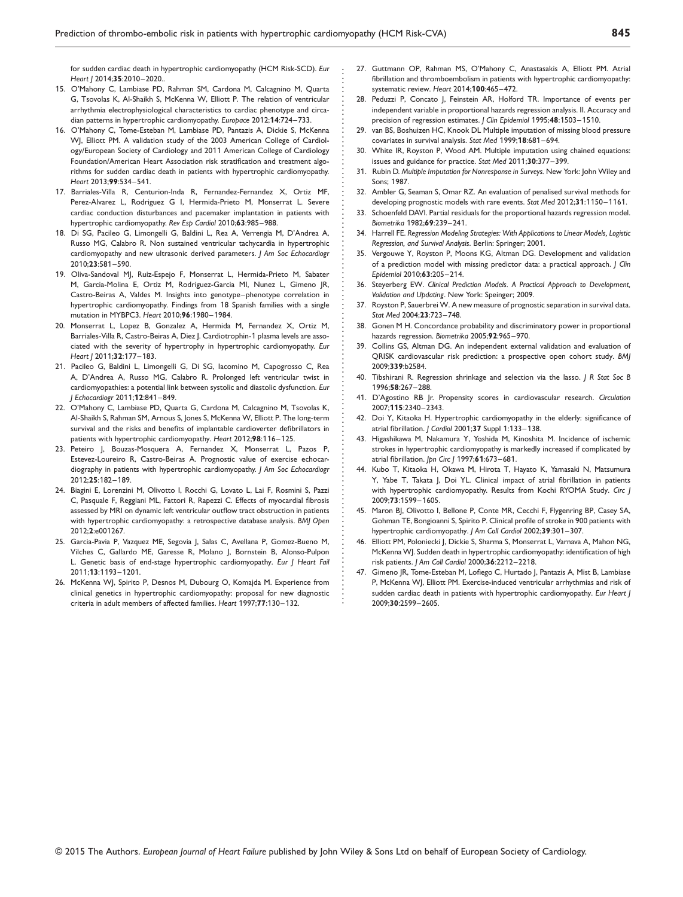for sudden cardiac death in hypertrophic cardiomyopathy (HCM Risk-SCD). *Eur Heart J* 2014;**35**:2010–2020..

15. O'Mahony C, Lambiase PD, Rahman SM, Cardona M, Calcagnino M, Quarta G, Tsovolas K, Al-Shaikh S, McKenna W, Elliott P. The relation of ventricular arrhythmia electrophysiological characteristics to cardiac phenotype and circadian patterns in hypertrophic cardiomyopathy. *Europace* 2012;**14**:724–733.
16. O'Mahony C, Tome-Esteban M, Lambiase PD, Pantazis A, Dickie S, McKenna WJ, Elliott PM. A validation study of the 2003 American College of Cardiology/European Society of Cardiology and 2011 American College of Cardiology Foundation/American Heart Association risk stratification and treatment algorithms for sudden cardiac death in patients with hypertrophic cardiomyopathy. *Heart* 2013;**99**:534–541.
17. Barriales-Villa R, Centurion-Inda R, Fernandez-Fernandez X, Ortiz MF, Perez-Alvarez L, Rodriguez G I, Hermida-Prieto M, Monserrat L. Severe cardiac conduction disturbances and pacemaker implantation in patients with hypertrophic cardiomyopathy. *Rev Esp Cardiol* 2010;**63**:985–988.
18. Di SG, Pacileo G, Limongelli G, Baldini L, Rea A, Verrengia M, D'Andrea A, Russo MG, Calabro R. Non sustained ventricular tachycardia in hypertrophic cardiomyopathy and new ultrasonic derived parameters. *J Am Soc Echocardiogr* 2010;**23**:581–590.
19. Oliva-Sandoval MJ, Ruiz-Espejo F, Monserrat L, Hermida-Prieto M, Sabater M, Garcia-Molina E, Ortiz M, Rodriguez-Garcia MI, Nunez L, Gimeno JR, Castro-Beiras A, Valdes M. Insights into genotype–phenotype correlation in hypertrophic cardiomyopathy. Findings from 18 Spanish families with a single mutation in MYBPC3. *Heart* 2010;**96**:1980–1984.
20. Monserrat L, Lopez B, Gonzalez A, Hermida M, Fernandez X, Ortiz M, Barriales-Villa R, Castro-Beiras A, Diez J. Cardiotrophin-1 plasma levels are associated with the severity of hypertrophy in hypertrophic cardiomyopathy. *Eur Heart J* 2011;**32**:177–183.
21. Pacileo G, Baldini L, Limongelli G, Di SG, Iacomino M, Capogrosso C, Rea A, D'Andrea A, Russo MG, Calabro R. Prolonged left ventricular twist in cardiomyopathies: a potential link between systolic and diastolic dysfunction. *Eur J Echocardiogr* 2011;**12**:841–849.
22. O'Mahony C, Lambiase PD, Quarta G, Cardona M, Calcagnino M, Tsovolas K, Al-Shaikh S, Rahman SM, Arnous S, Jones S, McKenna W, Elliott P. The long-term survival and the risks and benefits of implantable cardioverter defibrillators in patients with hypertrophic cardiomyopathy. *Heart* 2012;**98**:116–125.
23. Peteiro J, Bouzas-Mosquera A, Fernandez X, Monserrat L, Pazos P, Estevez-Loureiro R, Castro-Beiras A. Prognostic value of exercise echocardiography in patients with hypertrophic cardiomyopathy. *J Am Soc Echocardiogr* 2012;**25**:182–189.
24. Biagini E, Lorenzini M, Olivotto I, Rocchi G, Lovato L, Lai F, Rosmini S, Pazzi C, Pasquale F, Reggiani ML, Fattori R, Rapezzi C. Effects of myocardial fibrosis assessed by MRI on dynamic left ventricular outflow tract obstruction in patients with hypertrophic cardiomyopathy: a retrospective database analysis. *BMJ Open* 2012;**2**:e001267.
25. Garcia-Pavia P, Vazquez ME, Segovia J, Salas C, Avellana P, Gomez-Bueno M, Vilches C, Gallardo ME, Garesse R, Molano J, Bornstein B, Alonso-Pulpon L. Genetic basis of end-stage hypertrophic cardiomyopathy. *Eur J Heart Fail* 2011;**13**:1193–1201.
26. McKenna WJ, Spirito P, Desnos M, Dubourg O, Komajda M. Experience from clinical genetics in hypertrophic cardiomyopathy: proposal for new diagnostic criteria in adult members of affected families. *Heart* 1997;**77**:130–132.
27. Guttmann OP, Rahman MS, O'Mahony C, Anastasakis A, Elliott PM. Atrial fibrillation and thromboembolism in patients with hypertrophic cardiomyopathy: systematic review. *Heart* 2014;**100**:465–472.
28. Peduzzi P, Concato J, Feinstein AR, Holford TR. Importance of events per independent variable in proportional hazards regression analysis. II. Accuracy and precision of regression estimates. *J Clin Epidemiol* 1995;**48**:1503–1510.
29. van BS, Boshuizen HC, Knook DL Multiple imputation of missing blood pressure covariates in survival analysis. *Stat Med* 1999;**18**:681–694.
30. White IR, Royston P, Wood AM. Multiple imputation using chained equations: issues and guidance for practice. *Stat Med* 2011;**30**:377–399.
31. Rubin D. *Multiple Imputation for Nonresponse in Surveys*. New York: John Wiley and Sons; 1987.
32. Ambler G, Seaman S, Omar RZ. An evaluation of penalised survival methods for developing prognostic models with rare events. *Stat Med* 2012;**31**:1150–1161.
33. Schoenfeld DAVI. Partial residuals for the proportional hazards regression model. *Biometrika* 1982;**69**:239–241.
34. Harrell FE. *Regression Modeling Strategies: With Applications to Linear Models, Logistic Regression, and Survival Analysis*. Berlin: Springer; 2001.
35. Vergouwe Y, Royston P, Moons KG, Altman DG. Development and validation of a prediction model with missing predictor data: a practical approach. *J Clin Epidemiol* 2010;**63**:205–214.
36. Steyerberg EW. *Clinical Prediction Models. A Practical Approach to Development, Validation and Updating*. New York: Speinger; 2009.
37. Royston P, Sauerbrei W. A new measure of prognostic separation in survival data. *Stat Med* 2004;**23**:723–748.
38. Gonen M H. Concordance probability and discriminatory power in proportional hazards regression. *Biometrika* 2005;**92**:965–970.
39. Collins GS, Altman DG. An independent external validation and evaluation of QRISK cardiovascular risk prediction: a prospective open cohort study. *BMJ* 2009;**339**:b2584.
40. Tibshirani R. Regression shrinkage and selection via the lasso. *J R Stat Soc B* 1996;**58**:267–288.
41. D'Agostino RB Jr. Propensity scores in cardiovascular research. *Circulation* 2007;**115**:2340–2343.
42. Doi Y, Kitaoka H. Hypertrophic cardiomyopathy in the elderly: significance of atrial fibrillation. *J Cardiol* 2001;**37** Suppl 1:133–138.
43. Higashikawa M, Nakamura Y, Yoshida M, Kinoshita M. Incidence of ischemic strokes in hypertrophic cardiomyopathy is markedly increased if complicated by atrial fibrillation. *Jpn Circ J* 1997;**61**:673–681.
44. Kubo T, Kitaoka H, Okawa M, Hirota T, Hayato K, Yamasaki N, Matsumura Y, Yabe T, Takata J, Doi YL. Clinical impact of atrial fibrillation in patients with hypertrophic cardiomyopathy. Results from Kochi RYOMA Study. *Circ J* 2009;**73**:1599–1605.
45. Maron BJ, Olivotto I, Bellone P, Conte MR, Cecchi F, Flygenring BP, Casey SA, Gohman TE, Bongioanni S, Spirito P. Clinical profile of stroke in 900 patients with hypertrophic cardiomyopathy. *J Am Coll Cardiol* 2002;**39**:301–307.
46. Elliott PM, Poloniecki J, Dickie S, Sharma S, Monserrat L, Varnava A, Mahon NG, McKenna WJ. Sudden death in hypertrophic cardiomyopathy: identification of high risk patients. *J Am Coll Cardiol* 2000;**36**:2212–2218.
47. Gimeno JR, Tome-Esteban M, Lofiego C, Hurtado J, Pantazis A, Mist B, Lambiase P, McKenna WJ, Elliott PM. Exercise-induced ventricular arrhythmias and risk of sudden cardiac death in patients with hypertrophic cardiomyopathy. *Eur Heart J* 2009;**30**:2599–2605.

© 2015 The Authors. *European Journal of Heart Failure* published by John Wiley & Sons Ltd on behalf of European Society of Cardiology.